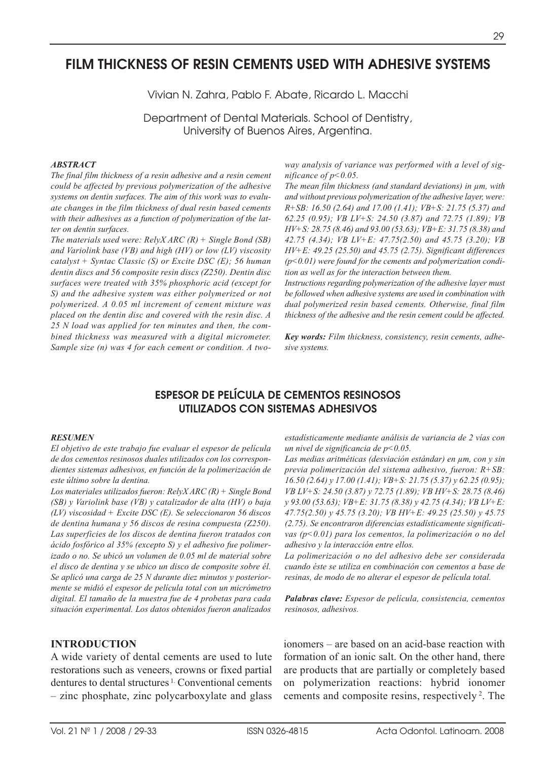# FILM THICKNESS OF RESIN CEMENTS USED WITH ADHESIVE SYSTEMS

Vivian N. Zahra, Pablo F. Abate, Ricardo L. Macchi

Department of Dental Materials. School of Dentistry, University of Buenos Aires, Argentina.

### *ABSTRACT*

*The final film thickness of a resin adhesive and a resin cement could be affected by previous polymerization of the adhesive systems on dentin surfaces. The aim of this work was to evaluate changes in the film thickness of dual resin based cements with their adhesives as a function of polymerization of the latter on dentin surfaces.*

*The materials used were: RelyX ARC (R) + Single Bond (SB) and Variolink base (VB) and high (HV) or low (LV) viscosity catalyst + Syntac Classic (S) or Excite DSC (E); 56 human dentin discs and 56 composite resin discs (Z250). Dentin disc surfaces were treated with 35% phosphoric acid (except for S) and the adhesive system was either polymerized or not polymerized. A 0.05 ml increment of cement mixture was placed on the dentin disc and covered with the resin disc. A 25 N load was applied for ten minutes and then, the combined thickness was measured with a digital micrometer. Sample size (n) was 4 for each cement or condition. A two-way analysis of variance was performed with a level of significance of $p<0.05$.*

*The mean film thickness (and standard deviations) in µm, with and without previous polymerization of the adhesive layer, were: R+SB: 16.50 (2.64) and 17.00 (1.41); VB+S: 21.75 (5.37) and 62.25 (0.95); VB LV+S: 24.50 (3.87) and 72.75 (1.89); VB HV+S: 28.75 (8.46) and 93.00 (53.63); VB+E: 31.75 (8.38) and 42.75 (4.34); VB LV+E: 47.75(2.50) and 45.75 (3.20); VB HV+E: 49.25 (25.50) and 45.75 (2.75). Significant differences ($p<0.01$) were found for the cements and polymerization condition as well as for the interaction between them.*

*Instructions regarding polymerization of the adhesive layer must be followed when adhesive systems are used in combination with dual polymerized resin based cements. Otherwise, final film thickness of the adhesive and the resin cement could be affected.*

***Key words:** Film thickness, consistency, resin cements, adhesive systems.*

# ESPESOR DE PELÍCULA DE CEMENTOS RESINOSOS UTILIZADOS CON SISTEMAS ADHESIVOS

### *RESUMEN*

*El objetivo de este trabajo fue evaluar el espesor de película de dos cementos resinosos duales utilizados con los correspondientes sistemas adhesivos, en función de la polimerización de este último sobre la dentina.*

*Los materiales utilizados fueron: RelyX ARC (R) + Single Bond (SB) y Variolink base (VB) y catalizador de alta (HV) o baja (LV) viscosidad + Excite DSC (E). Se seleccionaron 56 discos de dentina humana y 56 discos de resina compuesta (Z250). Las superficies de los discos de dentina fueron tratados con ácido fosfórico al 35% (excepto S) y el adhesivo fue polimerizado o no. Se ubicó un volumen de 0.05 ml de material sobre el disco de dentina y se ubico un disco de composite sobre él. Se aplicó una carga de 25 N durante diez minutos y posteriormente se midió el espesor de película total con un micrómetro digital. El tamaño de la muestra fue de 4 probetas para cada situación experimental. Los datos obtenidos fueron analizados estadísticamente mediante análisis de variancia de 2 vías con un nivel de significancia de $p<0.05$.*

*Las medias aritméticas (desviación estándar) en µm, con y sin previa polimerización del sistema adhesivo, fueron: R+SB: 16.50 (2.64) y 17.00 (1.41); VB+S: 21.75 (5.37) y 62.25 (0.95); VB LV+S: 24.50 (3.87) y 72.75 (1.89); VB HV+S: 28.75 (8.46) y 93.00 (53.63); VB+E: 31.75 (8.38) y 42.75 (4.34); VB LV+E: 47.75(2.50) y 45.75 (3.20); VB HV+E: 49.25 (25.50) y 45.75 (2.75). Se encontraron diferencias estadísticamente significativas ($p<0.01$) para los cementos, la polimerización o no del adhesivo y la interacción entre ellos.*

*La polimerización o no del adhesivo debe ser considerada cuando éste se utiliza en combinación con cementos a base de resinas, de modo de no alterar el espesor de película total.*

***Palabras clave:** Espesor de película, consistencia, cementos resinosos, adhesivos.*

## INTRODUCTION

A wide variety of dental cements are used to lute restorations such as veneers, crowns or fixed partial dentures to dental structures [1]. Conventional cements – zinc phosphate, zinc polycarboxylate and glass ionomers – are based on an acid-base reaction with formation of an ionic salt. On the other hand, there are products that are partially or completely based on polymerization reactions: hybrid ionomer cements and composite resins, respectively [2]. The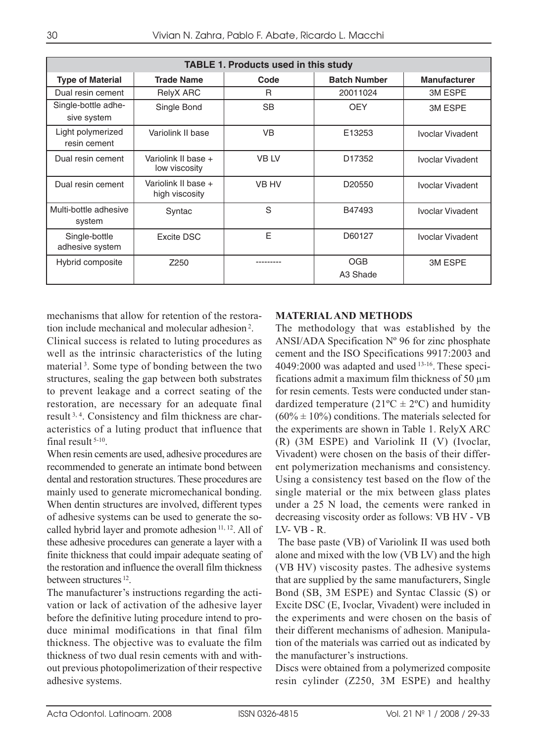**TABLE 1. Products used in this study**

| Type of Material | Trade Name | Code | Batch Number | Manufacturer |
|---|---|---|---|---|
| Dual resin cement | RelyX ARC | R | 20011024 | 3M ESPE |
| Single-bottle adhesive system | Single Bond | SB | OEY | 3M ESPE |
| Light polymerized resin cement | Variolink II base | VB | E13253 | Ivoclar Vivadent |
| Dual resin cement | Variolink II base + low viscosity | VB LV | D17352 | Ivoclar Vivadent |
| Dual resin cement | Variolink II base + high viscosity | VB HV | D20550 | Ivoclar Vivadent |
| Multi-bottle adhesive system | Syntac | S | B47493 | Ivoclar Vivadent |
| Single-bottle adhesive system | Excite DSC | E | D60127 | Ivoclar Vivadent |
| Hybrid composite | Z250 | --------- | OGB A3 Shade | 3M ESPE |

mechanisms that allow for retention of the restoration include mechanical and molecular adhesion [2].

Clinical success is related to luting procedures as well as the intrinsic characteristics of the luting material [3]. Some type of bonding between the two structures, sealing the gap between both substrates to prevent leakage and a correct seating of the restoration, are necessary for an adequate final result [3, 4]. Consistency and film thickness are characteristics of a luting product that influence that final result [5-10].

When resin cements are used, adhesive procedures are recommended to generate an intimate bond between dental and restoration structures. These procedures are mainly used to generate micromechanical bonding. When dentin structures are involved, different types of adhesive systems can be used to generate the so-called hybrid layer and promote adhesion [11, 12]. All of these adhesive procedures can generate a layer with a finite thickness that could impair adequate seating of the restoration and influence the overall film thickness between structures [12].

The manufacturer's instructions regarding the activation or lack of activation of the adhesive layer before the definitive luting procedure intend to produce minimal modifications in that final film thickness. The objective was to evaluate the film thickness of two dual resin cements with and without previous photopolimerization of their respective adhesive systems.

## MATERIAL AND METHODS

The methodology that was established by the ANSI/ADA Specification Nº 96 for zinc phosphate cement and the ISO Specifications 9917:2003 and 4049:2000 was adapted and used [13-16]. These specifications admit a maximum film thickness of 50 µm for resin cements. Tests were conducted under standardized temperature (21ºC ± 2ºC) and humidity (60% ± 10%) conditions. The materials selected for the experiments are shown in Table 1. RelyX ARC (R) (3M ESPE) and Variolink II (V) (Ivoclar, Vivadent) were chosen on the basis of their different polymerization mechanisms and consistency. Using a consistency test based on the flow of the single material or the mix between glass plates under a 25 N load, the cements were ranked in decreasing viscosity order as follows: VB HV - VB LV- VB - R.

The base paste (VB) of Variolink II was used both alone and mixed with the low (VB LV) and the high (VB HV) viscosity pastes. The adhesive systems that are supplied by the same manufacturers, Single Bond (SB, 3M ESPE) and Syntac Classic (S) or Excite DSC (E, Ivoclar, Vivadent) were included in the experiments and were chosen on the basis of their different mechanisms of adhesion. Manipulation of the materials was carried out as indicated by the manufacturer's instructions.

Discs were obtained from a polymerized composite resin cylinder (Z250, 3M ESPE) and healthy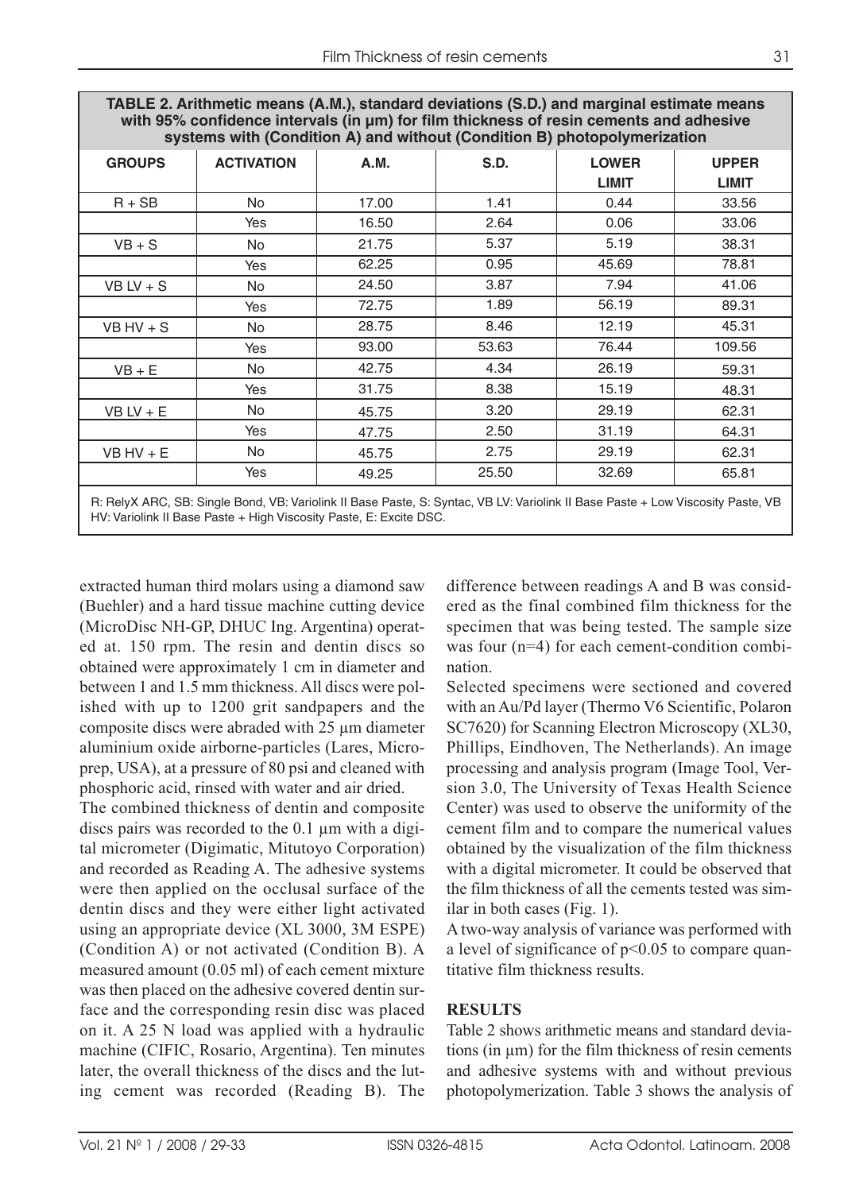**TABLE 2. Arithmetic means (A.M.), standard deviations (S.D.) and marginal estimate means with 95% confidence intervals (in µm) for film thickness of resin cements and adhesive systems with (Condition A) and without (Condition B) photopolymerization**

| GROUPS | ACTIVATION | A.M. | S.D. | LOWER LIMIT | UPPER LIMIT |
|---|---|---|---|---|---|
| R + SB | No | 17.00 | 1.41 | 0.44 | 33.56 |
| | Yes | 16.50 | 2.64 | 0.06 | 33.06 |
| VB + S | No | 21.75 | 5.37 | 5.19 | 38.31 |
| | Yes | 62.25 | 0.95 | 45.69 | 78.81 |
| VB LV + S | No | 24.50 | 3.87 | 7.94 | 41.06 |
| | Yes | 72.75 | 1.89 | 56.19 | 89.31 |
| VB HV + S | No | 28.75 | 8.46 | 12.19 | 45.31 |
| | Yes | 93.00 | 53.63 | 76.44 | 109.56 |
| VB + E | No | 42.75 | 4.34 | 26.19 | 59.31 |
| | Yes | 31.75 | 8.38 | 15.19 | 48.31 |
| VB LV + E | No | 45.75 | 3.20 | 29.19 | 62.31 |
| | Yes | 47.75 | 2.50 | 31.19 | 64.31 |
| VB HV + E | No | 45.75 | 2.75 | 29.19 | 62.31 |
| | Yes | 49.25 | 25.50 | 32.69 | 65.81 |

R: RelyX ARC, SB: Single Bond, VB: Variolink II Base Paste, S: Syntac, VB LV: Variolink II Base Paste + Low Viscosity Paste, VB HV: Variolink II Base Paste + High Viscosity Paste, E: Excite DSC.

extracted human third molars using a diamond saw (Buehler) and a hard tissue machine cutting device (MicroDisc NH-GP, DHUC Ing. Argentina) operated at. 150 rpm. The resin and dentin discs so obtained were approximately 1 cm in diameter and between 1 and 1.5 mm thickness. All discs were polished with up to 1200 grit sandpapers and the composite discs were abraded with 25 µm diameter aluminium oxide airborne-particles (Lares, Microprep, USA), at a pressure of 80 psi and cleaned with phosphoric acid, rinsed with water and air dried.

The combined thickness of dentin and composite discs pairs was recorded to the 0.1 µm with a digital micrometer (Digimatic, Mitutoyo Corporation) and recorded as Reading A. The adhesive systems were then applied on the occlusal surface of the dentin discs and they were either light activated using an appropriate device (XL 3000, 3M ESPE) (Condition A) or not activated (Condition B). A measured amount (0.05 ml) of each cement mixture was then placed on the adhesive covered dentin surface and the corresponding resin disc was placed on it. A 25 N load was applied with a hydraulic machine (CIFIC, Rosario, Argentina). Ten minutes later, the overall thickness of the discs and the luting cement was recorded (Reading B). The difference between readings A and B was considered as the final combined film thickness for the specimen that was being tested. The sample size was four (n=4) for each cement-condition combination.

Selected specimens were sectioned and covered with an Au/Pd layer (Thermo V6 Scientific, Polaron SC7620) for Scanning Electron Microscopy (XL30, Phillips, Eindhoven, The Netherlands). An image processing and analysis program (Image Tool, Version 3.0, The University of Texas Health Science Center) was used to observe the uniformity of the cement film and to compare the numerical values obtained by the visualization of the film thickness with a digital micrometer. It could be observed that the film thickness of all the cements tested was similar in both cases (Fig. 1).

A two-way analysis of variance was performed with a level of significance of $p<0.05$ to compare quantitative film thickness results.

## RESULTS

Table 2 shows arithmetic means and standard deviations (in µm) for the film thickness of resin cements and adhesive systems with and without previous photopolymerization. Table 3 shows the analysis of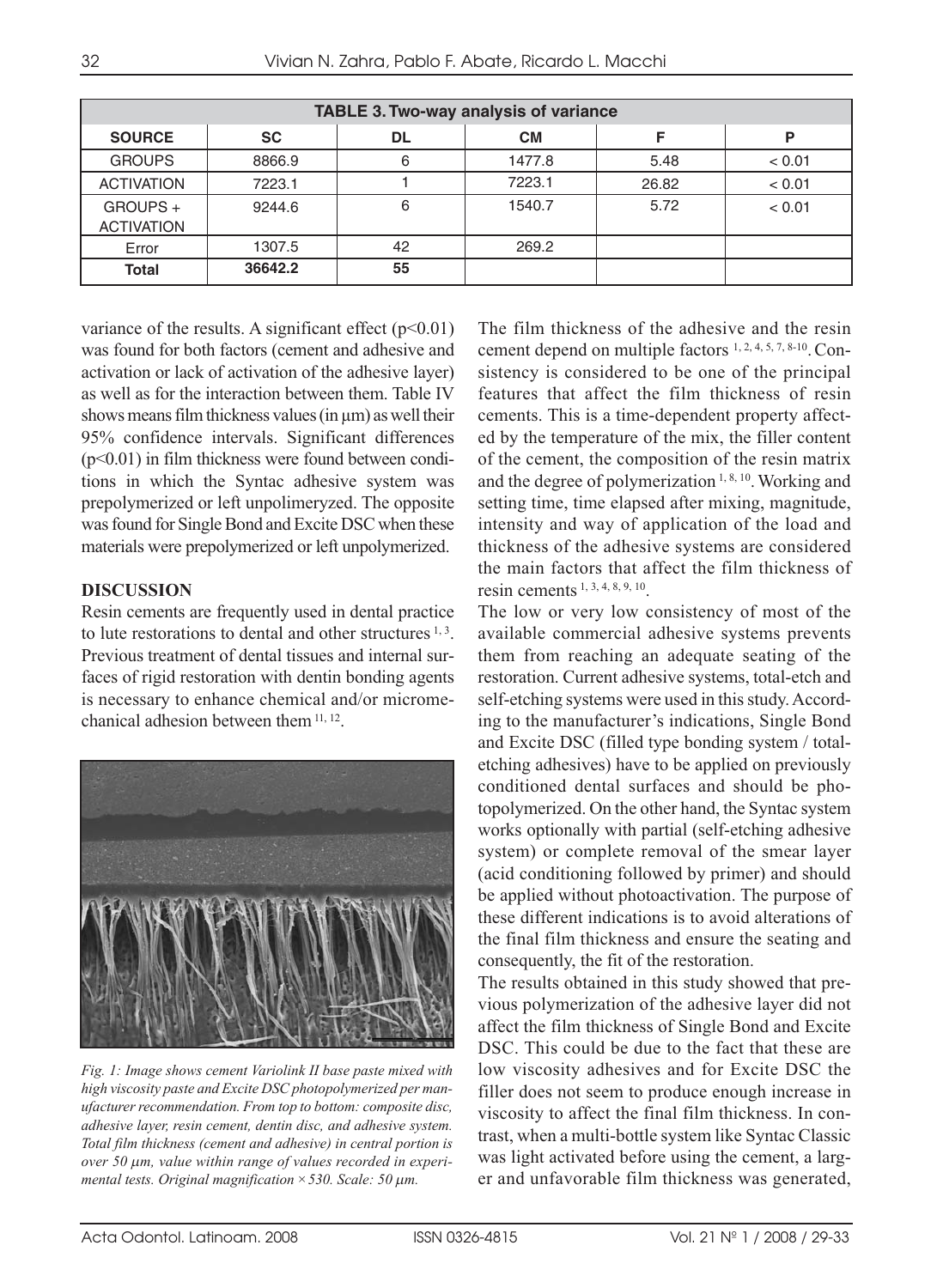| TABLE 3. Two-way analysis of variance | | | | | |
|---|---|---|---|---|---|
| **SOURCE** | **SC** | **DL** | **CM** | **F** | **P** |
| GROUPS | 8866.9 | 6 | 1477.8 | 5.48 | < 0.01 |
| ACTIVATION | 7223.1 | 1 | 7223.1 | 26.82 | < 0.01 |
| GROUPS + ACTIVATION | 9244.6 | 6 | 1540.7 | 5.72 | < 0.01 |
| Error | 1307.5 | 42 | 269.2 | | |
| **Total** | **36642.2** | **55** | | | |

variance of the results. A significant effect ($p<0.01$) was found for both factors (cement and adhesive and activation or lack of activation of the adhesive layer) as well as for the interaction between them. Table IV shows means film thickness values (in μm) as well their 95% confidence intervals. Significant differences ($p<0.01$) in film thickness were found between conditions in which the Syntac adhesive system was prepolymerized or left unpolimeryzed. The opposite was found for Single Bond and Excite DSC when these materials were prepolymerized or left unpolymerized.

## DISCUSSION

Resin cements are frequently used in dental practice to lute restorations to dental and other structures [1, 3]. Previous treatment of dental tissues and internal surfaces of rigid restoration with dentin bonding agents is necessary to enhance chemical and/or micromechanical adhesion between them [11, 12].

*Fig. 1: Image shows cement Variolink II base paste mixed with high viscosity paste and Excite DSC photopolymerized per manufacturer recommendation. From top to bottom: composite disc, adhesive layer, resin cement, dentin disc, and adhesive system. Total film thickness (cement and adhesive) in central portion is over 50 μm, value within range of values recorded in experimental tests. Original magnification × 530. Scale: 50 μm.*

The film thickness of the adhesive and the resin cement depend on multiple factors [1, 2, 4, 5, 7, 8-10]. Consistency is considered to be one of the principal features that affect the film thickness of resin cements. This is a time-dependent property affected by the temperature of the mix, the filler content of the cement, the composition of the resin matrix and the degree of polymerization [1, 8, 10]. Working and setting time, time elapsed after mixing, magnitude, intensity and way of application of the load and thickness of the adhesive systems are considered the main factors that affect the film thickness of resin cements [1, 3, 4, 8, 9, 10].

The low or very low consistency of most of the available commercial adhesive systems prevents them from reaching an adequate seating of the restoration. Current adhesive systems, total-etch and self-etching systems were used in this study. According to the manufacturer's indications, Single Bond and Excite DSC (filled type bonding system / total-etching adhesives) have to be applied on previously conditioned dental surfaces and should be photopolymerized. On the other hand, the Syntac system works optionally with partial (self-etching adhesive system) or complete removal of the smear layer (acid conditioning followed by primer) and should be applied without photoactivation. The purpose of these different indications is to avoid alterations of the final film thickness and ensure the seating and consequently, the fit of the restoration.

The results obtained in this study showed that previous polymerization of the adhesive layer did not affect the film thickness of Single Bond and Excite DSC. This could be due to the fact that these are low viscosity adhesives and for Excite DSC the filler does not seem to produce enough increase in viscosity to affect the final film thickness. In contrast, when a multi-bottle system like Syntac Classic was light activated before using the cement, a larger and unfavorable film thickness was generated,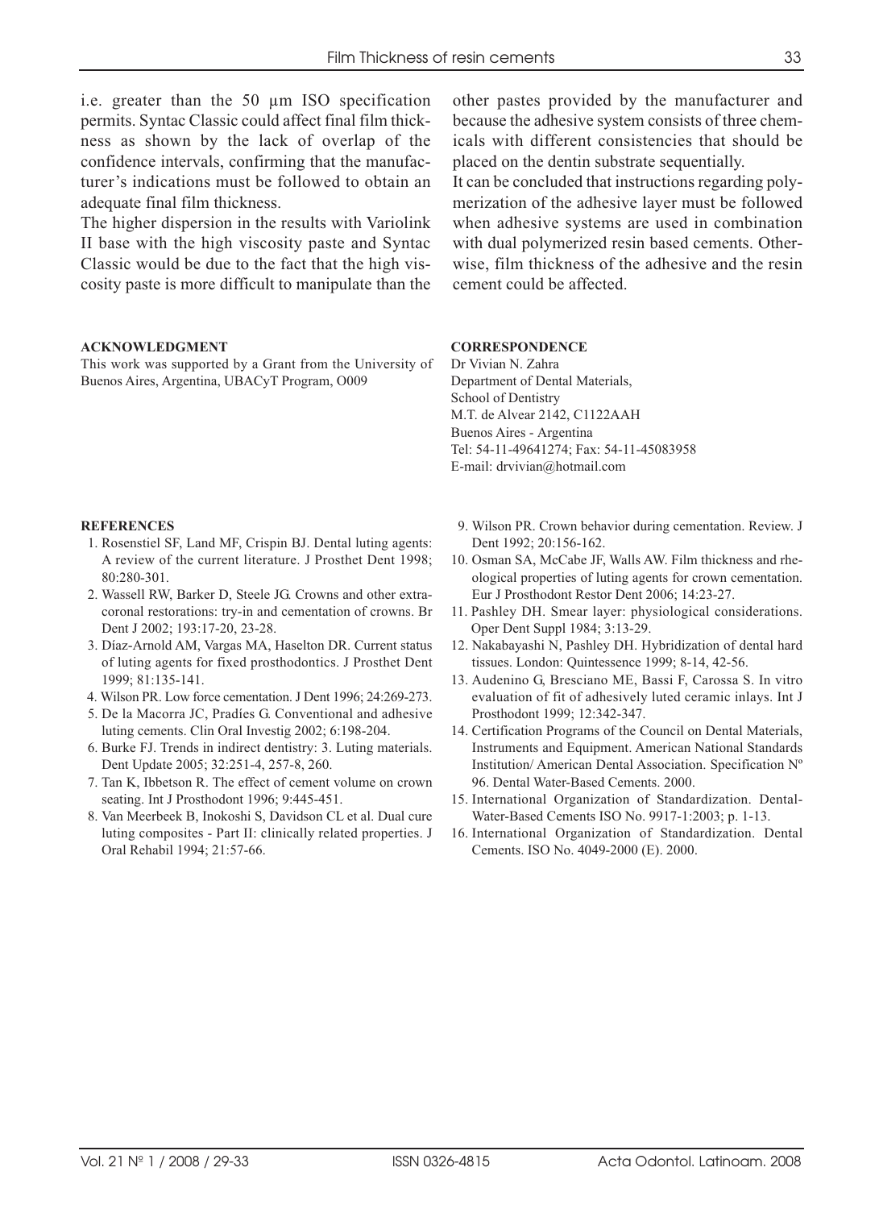i.e. greater than the 50 µm ISO specification permits. Syntac Classic could affect final film thickness as shown by the lack of overlap of the confidence intervals, confirming that the manufacturer's indications must be followed to obtain an adequate final film thickness.

The higher dispersion in the results with Variolink II base with the high viscosity paste and Syntac Classic would be due to the fact that the high viscosity paste is more difficult to manipulate than the other pastes provided by the manufacturer and because the adhesive system consists of three chemicals with different consistencies that should be placed on the dentin substrate sequentially.

It can be concluded that instructions regarding polymerization of the adhesive layer must be followed when adhesive systems are used in combination with dual polymerized resin based cements. Otherwise, film thickness of the adhesive and the resin cement could be affected.

## ACKNOWLEDGMENT

This work was supported by a Grant from the University of Buenos Aires, Argentina, UBACyT Program, O009

## CORRESPONDENCE

Dr Vivian N. Zahra
Department of Dental Materials,
School of Dentistry
M.T. de Alvear 2142, C1122AAH
Buenos Aires - Argentina
Tel: 54-11-49641274; Fax: 54-11-45083958
E-mail: drvivian@hotmail.com

## REFERENCES

1. Rosenstiel SF, Land MF, Crispin BJ. Dental luting agents: A review of the current literature. J Prosthet Dent 1998; 80:280-301.
2. Wassell RW, Barker D, Steele JG. Crowns and other extracoronal restorations: try-in and cementation of crowns. Br Dent J 2002; 193:17-20, 23-28.
3. Díaz-Arnold AM, Vargas MA, Haselton DR. Current status of luting agents for fixed prosthodontics. J Prosthet Dent 1999; 81:135-141.
4. Wilson PR. Low force cementation. J Dent 1996; 24:269-273.
5. De la Macorra JC, Pradíes G. Conventional and adhesive luting cements. Clin Oral Investig 2002; 6:198-204.
6. Burke FJ. Trends in indirect dentistry: 3. Luting materials. Dent Update 2005; 32:251-4, 257-8, 260.
7. Tan K, Ibbetson R. The effect of cement volume on crown seating. Int J Prosthodont 1996; 9:445-451.
8. Van Meerbeek B, Inokoshi S, Davidson CL et al. Dual cure luting composites - Part II: clinically related properties. J Oral Rehabil 1994; 21:57-66.
9. Wilson PR. Crown behavior during cementation. Review. J Dent 1992; 20:156-162.
10. Osman SA, McCabe JF, Walls AW. Film thickness and rheological properties of luting agents for crown cementation. Eur J Prosthodont Restor Dent 2006; 14:23-27.
11. Pashley DH. Smear layer: physiological considerations. Oper Dent Suppl 1984; 3:13-29.
12. Nakabayashi N, Pashley DH. Hybridization of dental hard tissues. London: Quintessence 1999; 8-14, 42-56.
13. Audenino G, Bresciano ME, Bassi F, Carossa S. In vitro evaluation of fit of adhesively luted ceramic inlays. Int J Prosthodont 1999; 12:342-347.
14. Certification Programs of the Council on Dental Materials, Instruments and Equipment. American National Standards Institution/ American Dental Association. Specification Nº 96. Dental Water-Based Cements. 2000.
15. International Organization of Standardization. Dental-Water-Based Cements ISO No. 9917-1:2003; p. 1-13.
16. International Organization of Standardization. Dental Cements. ISO No. 4049-2000 (E). 2000.